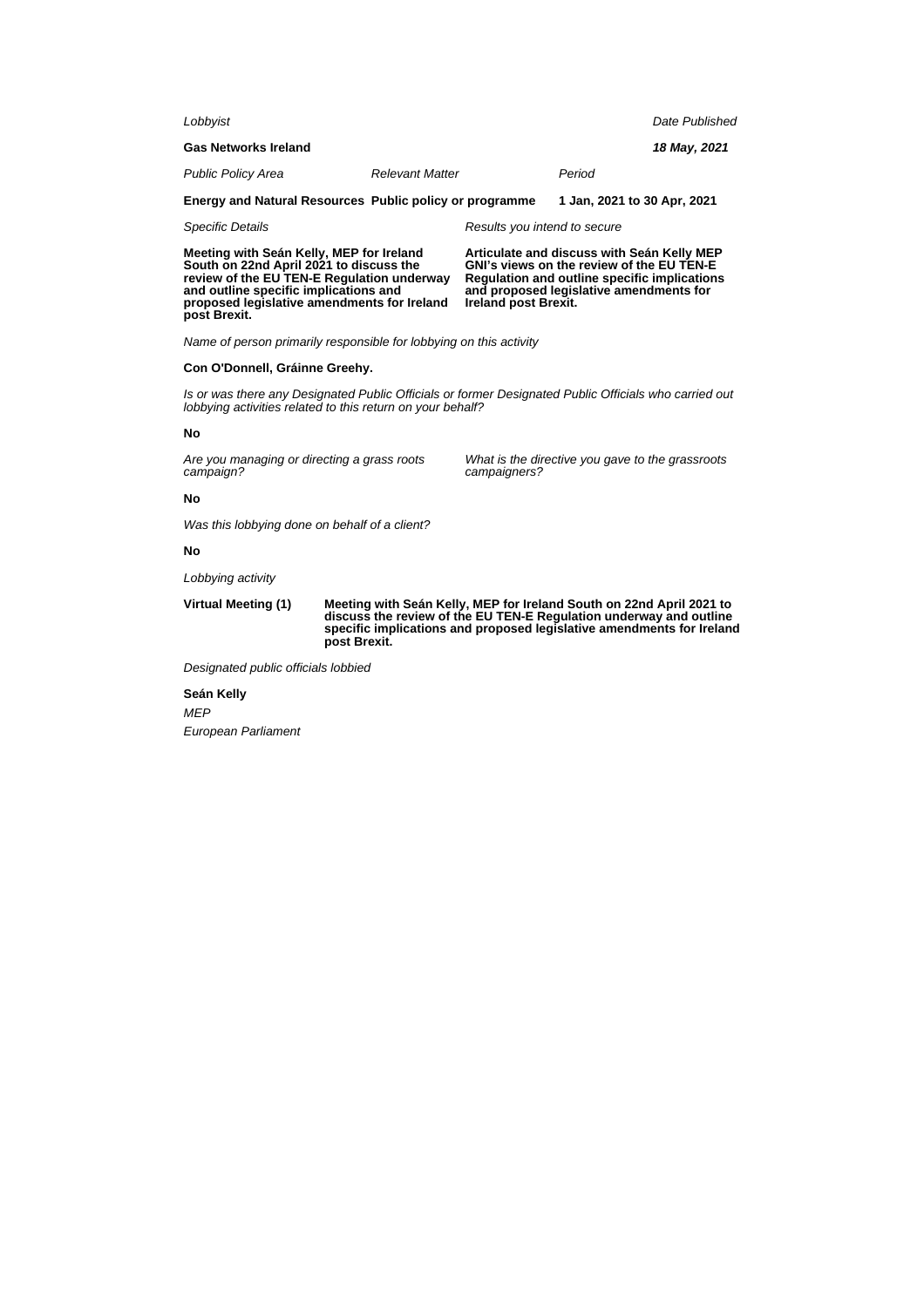*Lobbyist*

**Gas Networks Ireland**

*Date Published*

***18 May, 2021***

| *Public Policy Area* | *Relevant Matter* | *Period* |
|---|---|---|
| **Energy and Natural Resources** | **Public policy or programme** | **1 Jan, 2021 to 30 Apr, 2021** |

| *Specific Details* | *Results you intend to secure* |
|---|---|
| **Meeting with Seán Kelly, MEP for Ireland South on 22nd April 2021 to discuss the review of the EU TEN-E Regulation underway and outline specific implications and proposed legislative amendments for Ireland post Brexit.** | **Articulate and discuss with Seán Kelly MEP GNI's views on the review of the EU TEN-E Regulation and outline specific implications and proposed legislative amendments for Ireland post Brexit.** |

*Name of person primarily responsible for lobbying on this activity*

**Con O'Donnell, Gráinne Greehy.**

*Is or was there any Designated Public Officials or former Designated Public Officials who carried out lobbying activities related to this return on your behalf?*

**No**

| *Are you managing or directing a grass roots campaign?* | *What is the directive you gave to the grassroots campaigners?* |
|---|---|
| **No** | |

*Was this lobbying done on behalf of a client?*

**No**

*Lobbying activity*

| | |
|---|---|
| **Virtual Meeting (1)** | **Meeting with Seán Kelly, MEP for Ireland South on 22nd April 2021 to discuss the review of the EU TEN-E Regulation underway and outline specific implications and proposed legislative amendments for Ireland post Brexit.** |

*Designated public officials lobbied*

**Seán Kelly**

*MEP*

*European Parliament*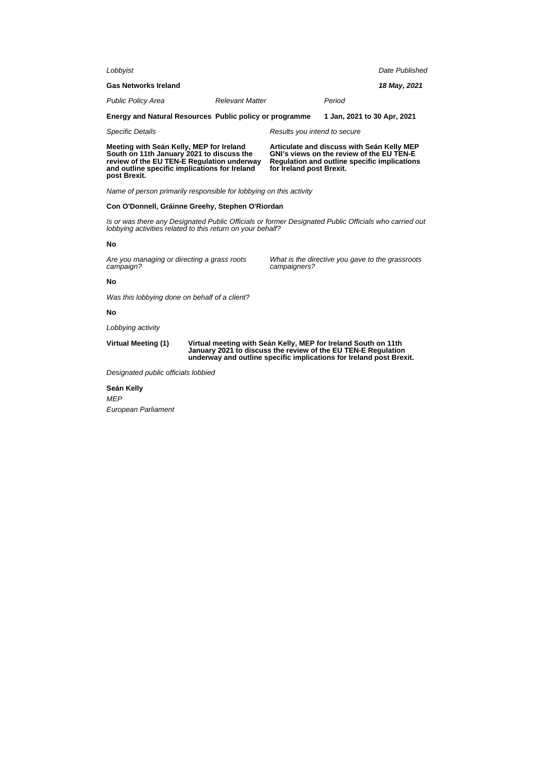*Lobbyist*

**Gas Networks Ireland**

*Date Published*

***18 May, 2021***

*Public Policy Area*

**Energy and Natural Resources**

*Relevant Matter*

**Public policy or programme**

*Period*

**1 Jan, 2021 to 30 Apr, 2021**

*Specific Details*

**Meeting with Seán Kelly, MEP for Ireland South on 11th January 2021 to discuss the review of the EU TEN-E Regulation underway and outline specific implications for Ireland post Brexit.**

*Results you intend to secure*

**Articulate and discuss with Seán Kelly MEP GNI's views on the review of the EU TEN-E Regulation and outline specific implications for Ireland post Brexit.**

*Name of person primarily responsible for lobbying on this activity*

**Con O'Donnell, Gráinne Greehy, Stephen O'Riordan**

*Is or was there any Designated Public Officials or former Designated Public Officials who carried out lobbying activities related to this return on your behalf?*

**No**

*Are you managing or directing a grass roots campaign?*

**No**

*What is the directive you gave to the grassroots campaigners?*

*Was this lobbying done on behalf of a client?*

**No**

*Lobbying activity*

| | |
|---|---|
| **Virtual Meeting (1)** | **Virtual meeting with Seán Kelly, MEP for Ireland South on 11th January 2021 to discuss the review of the EU TEN-E Regulation underway and outline specific implications for Ireland post Brexit.** |

*Designated public officials lobbied*

**Seán Kelly**

*MEP*

*European Parliament*